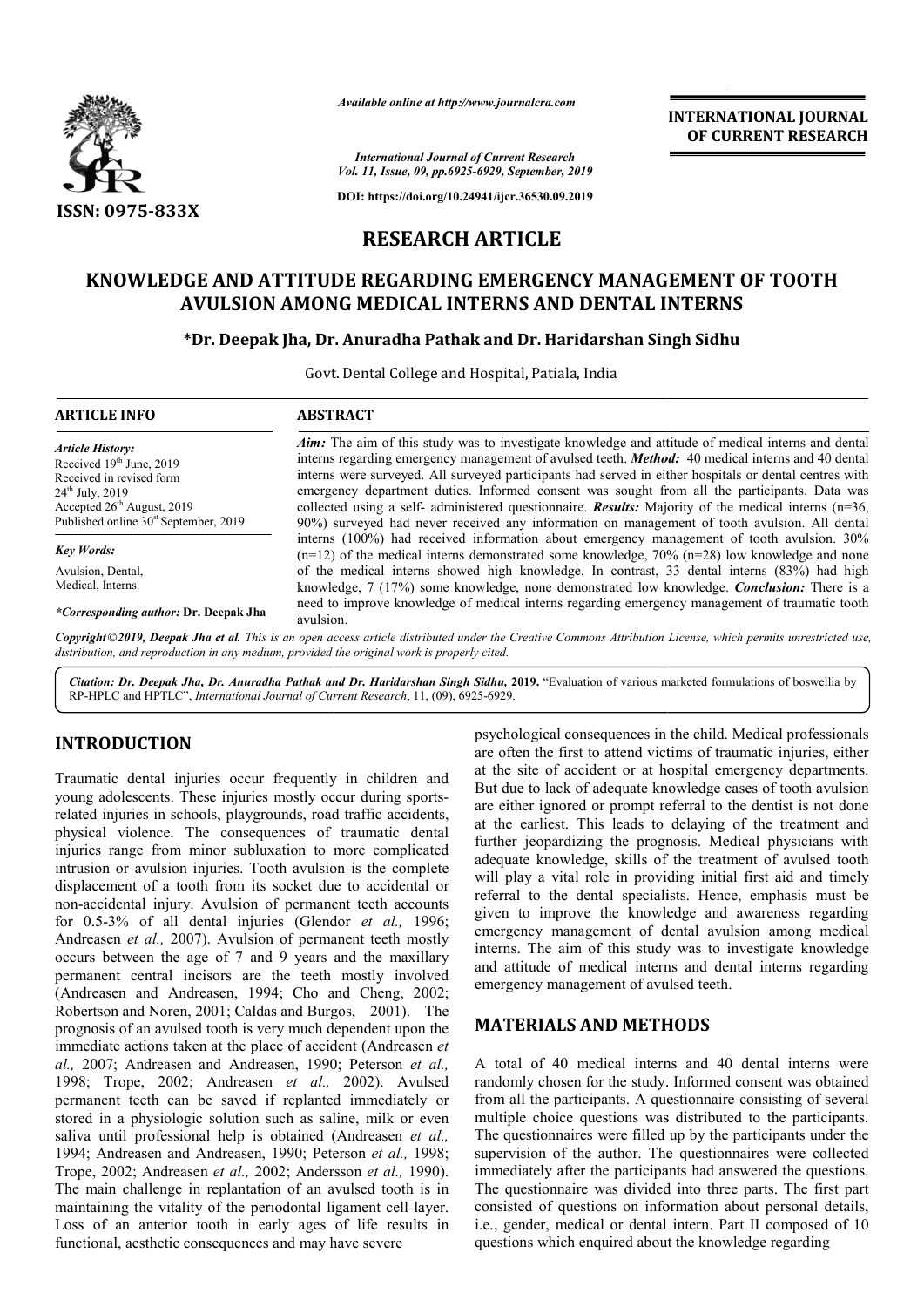*Available online at http://www.journalcra.com*

*International Journal of Current Research*
*Vol. 11, Issue, 09, pp.6925-6929, September, 2019*

**DOI: https://doi.org/10.24941/ijcr.36530.09.2019**

**INTERNATIONAL JOURNAL OF CURRENT RESEARCH**

**ISSN: 0975-833X**

# RESEARCH ARTICLE

# KNOWLEDGE AND ATTITUDE REGARDING EMERGENCY MANAGEMENT OF TOOTH AVULSION AMONG MEDICAL INTERNS AND DENTAL INTERNS

**\*Dr. Deepak Jha, Dr. Anuradha Pathak and Dr. Haridarshan Singh Sidhu**

Govt. Dental College and Hospital, Patiala, India

**ARTICLE INFO**

*Article History:*
Received 19th June, 2019
Received in revised form
24th July, 2019
Accepted 26th August, 2019
Published online 30st September, 2019

*Key Words:*
Avulsion, Dental, Medical, Interns.

*\*Corresponding author:* **Dr. Deepak Jha**

**ABSTRACT**

***Aim:*** The aim of this study was to investigate knowledge and attitude of medical interns and dental interns regarding emergency management of avulsed teeth. ***Method:*** 40 medical interns and 40 dental interns were surveyed. All surveyed participants had served in either hospitals or dental centres with emergency department duties. Informed consent was sought from all the participants. Data was collected using a self- administered questionnaire. ***Results:*** Majority of the medical interns (n=36, 90%) surveyed had never received any information on management of tooth avulsion. All dental interns (100%) had received information about emergency management of tooth avulsion. 30% (n=12) of the medical interns demonstrated some knowledge, 70% (n=28) low knowledge and none of the medical interns showed high knowledge. In contrast, 33 dental interns (83%) had high knowledge, 7 (17%) some knowledge, none demonstrated low knowledge. ***Conclusion:*** There is a need to improve knowledge of medical interns regarding emergency management of traumatic tooth avulsion.

*Copyright©2019, Deepak Jha et al. This is an open access article distributed under the Creative Commons Attribution License, which permits unrestricted use, distribution, and reproduction in any medium, provided the original work is properly cited.*

*Citation: Dr. Deepak Jha, Dr. Anuradha Pathak and Dr. Haridarshan Singh Sidhu,* **2019.** "Evaluation of various marketed formulations of boswellia by RP-HPLC and HPTLC", *International Journal of Current Research*, 11, (09), 6925-6929.

## INTRODUCTION

Traumatic dental injuries occur frequently in children and young adolescents. These injuries mostly occur during sports-related injuries in schools, playgrounds, road traffic accidents, physical violence. The consequences of traumatic dental injuries range from minor subluxation to more complicated intrusion or avulsion injuries. Tooth avulsion is the complete displacement of a tooth from its socket due to accidental or non-accidental injury. Avulsion of permanent teeth accounts for 0.5-3% of all dental injuries (Glendor *et al.,* 1996; Andreasen *et al.,* 2007). Avulsion of permanent teeth mostly occurs between the age of 7 and 9 years and the maxillary permanent central incisors are the teeth mostly involved (Andreasen and Andreasen, 1994; Cho and Cheng, 2002; Robertson and Noren, 2001; Caldas and Burgos, 2001). The prognosis of an avulsed tooth is very much dependent upon the immediate actions taken at the place of accident (Andreasen *et al.,* 2007; Andreasen and Andreasen, 1990; Peterson *et al.,* 1998; Trope, 2002; Andreasen *et al.,* 2002). Avulsed permanent teeth can be saved if replanted immediately or stored in a physiologic solution such as saline, milk or even saliva until professional help is obtained (Andreasen *et al.,* 1994; Andreasen and Andreasen, 1990; Peterson *et al.,* 1998; Trope, 2002; Andreasen *et al.,* 2002; Andersson *et al.,* 1990). The main challenge in replantation of an avulsed tooth is in maintaining the vitality of the periodontal ligament cell layer. Loss of an anterior tooth in early ages of life results in functional, aesthetic consequences and may have severe psychological consequences in the child. Medical professionals are often the first to attend victims of traumatic injuries, either at the site of accident or at hospital emergency departments. But due to lack of adequate knowledge cases of tooth avulsion are either ignored or prompt referral to the dentist is not done at the earliest. This leads to delaying of the treatment and further jeopardizing the prognosis. Medical physicians with adequate knowledge, skills of the treatment of avulsed tooth will play a vital role in providing initial first aid and timely referral to the dental specialists. Hence, emphasis must be given to improve the knowledge and awareness regarding emergency management of dental avulsion among medical interns. The aim of this study was to investigate knowledge and attitude of medical interns and dental interns regarding emergency management of avulsed teeth.

## MATERIALS AND METHODS

A total of 40 medical interns and 40 dental interns were randomly chosen for the study. Informed consent was obtained from all the participants. A questionnaire consisting of several multiple choice questions was distributed to the participants. The questionnaires were filled up by the participants under the supervision of the author. The questionnaires were collected immediately after the participants had answered the questions. The questionnaire was divided into three parts. The first part consisted of questions on information about personal details, i.e., gender, medical or dental intern. Part II composed of 10 questions which enquired about the knowledge regarding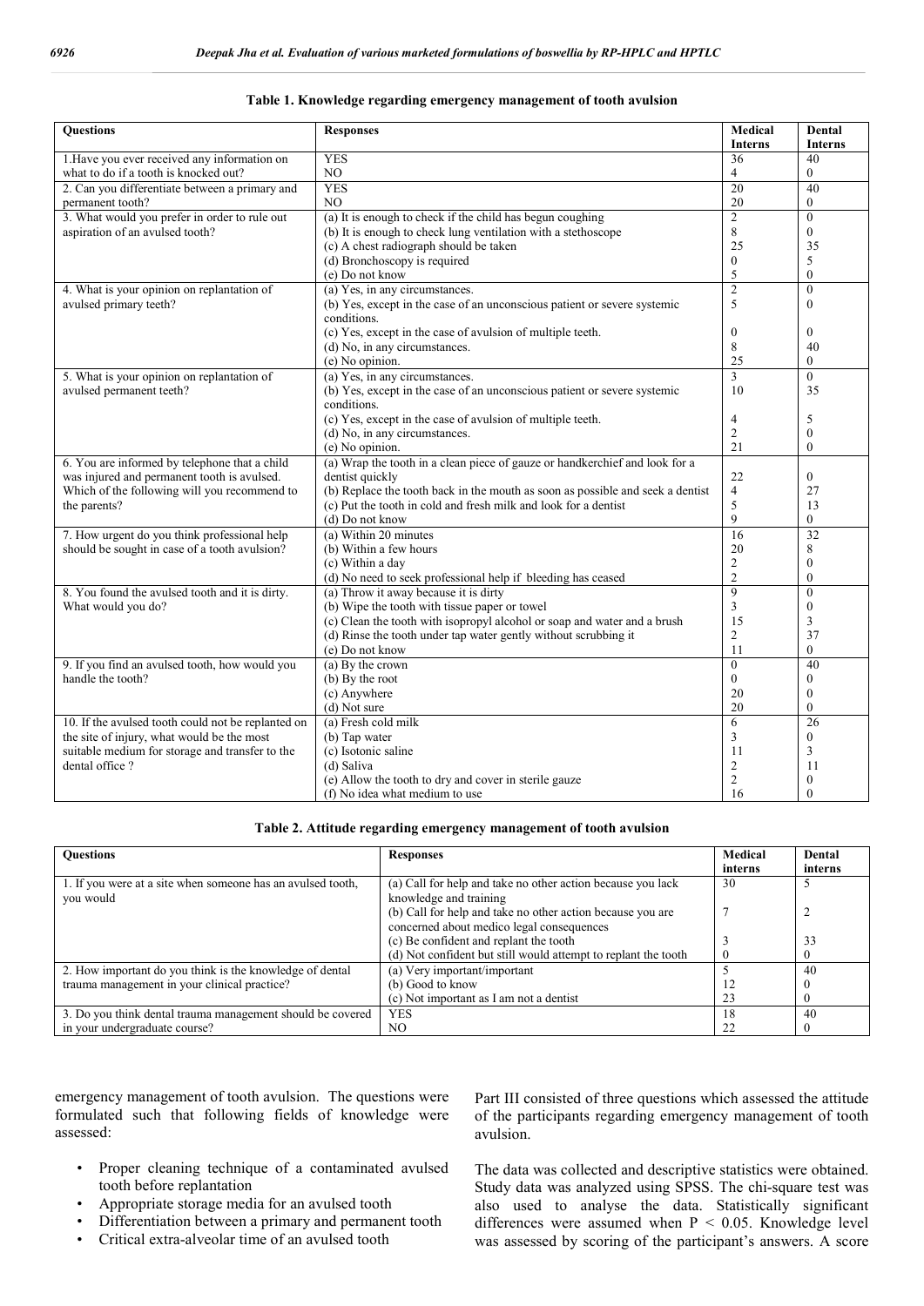**Table 1. Knowledge regarding emergency management of tooth avulsion**

| Questions | Responses | Medical Interns | Dental Interns |
|---|---|---|---|
| 1.Have you ever received any information on what to do if a tooth is knocked out? | YES | 36 | 40 |
| | NO | 4 | 0 |
| 2. Can you differentiate between a primary and permanent tooth? | YES | 20 | 40 |
| | NO | 20 | 0 |
| 3. What would you prefer in order to rule out aspiration of an avulsed tooth? | (a) It is enough to check if the child has begun coughing | 2 | 0 |
| | (b) It is enough to check lung ventilation with a stethoscope | 8 | 0 |
| | (c) A chest radiograph should be taken | 25 | 35 |
| | (d) Bronchoscopy is required | 0 | 5 |
| | (e) Do not know | 5 | 0 |
| 4. What is your opinion on replantation of avulsed primary teeth? | (a) Yes, in any circumstances. | 2 | 0 |
| | (b) Yes, except in the case of an unconscious patient or severe systemic conditions. | 5 | 0 |
| | (c) Yes, except in the case of avulsion of multiple teeth. | 0 | 0 |
| | (d) No, in any circumstances. | 8 | 40 |
| | (e) No opinion. | 25 | 0 |
| 5. What is your opinion on replantation of avulsed permanent teeth? | (a) Yes, in any circumstances. | 3 | 0 |
| | (b) Yes, except in the case of an unconscious patient or severe systemic conditions. | 10 | 35 |
| | (c) Yes, except in the case of avulsion of multiple teeth. | 4 | 5 |
| | (d) No, in any circumstances. | 2 | 0 |
| | (e) No opinion. | 21 | 0 |
| 6. You are informed by telephone that a child was injured and permanent tooth is avulsed. Which of the following will you recommend to the parents? | (a) Wrap the tooth in a clean piece of gauze or handkerchief and look for a dentist quickly | 22 | 0 |
| | (b) Replace the tooth back in the mouth as soon as possible and seek a dentist | 4 | 27 |
| | (c) Put the tooth in cold and fresh milk and look for a dentist | 5 | 13 |
| | (d) Do not know | 9 | 0 |
| 7. How urgent do you think professional help should be sought in case of a tooth avulsion? | (a) Within 20 minutes | 16 | 32 |
| | (b) Within a few hours | 20 | 8 |
| | (c) Within a day | 2 | 0 |
| | (d) No need to seek professional help if bleeding has ceased | 2 | 0 |
| 8. You found the avulsed tooth and it is dirty. What would you do? | (a) Throw it away because it is dirty | 9 | 0 |
| | (b) Wipe the tooth with tissue paper or towel | 3 | 0 |
| | (c) Clean the tooth with isopropyl alcohol or soap and water and a brush | 15 | 3 |
| | (d) Rinse the tooth under tap water gently without scrubbing it | 2 | 37 |
| | (e) Do not know | 11 | 0 |
| 9. If you find an avulsed tooth, how would you handle the tooth? | (a) By the crown | 0 | 40 |
| | (b) By the root | 0 | 0 |
| | (c) Anywhere | 20 | 0 |
| | (d) Not sure | 20 | 0 |
| 10. If the avulsed tooth could not be replanted on the site of injury, what would be the most suitable medium for storage and transfer to the dental office ? | (a) Fresh cold milk | 6 | 26 |
| | (b) Tap water | 3 | 0 |
| | (c) Isotonic saline | 11 | 3 |
| | (d) Saliva | 2 | 11 |
| | (e) Allow the tooth to dry and cover in sterile gauze | 2 | 0 |
| | (f) No idea what medium to use | 16 | 0 |

**Table 2. Attitude regarding emergency management of tooth avulsion**

| Questions | Responses | Medical interns | Dental interns |
|---|---|---|---|
| 1. If you were at a site when someone has an avulsed tooth, you would | (a) Call for help and take no other action because you lack knowledge and training | 30 | 5 |
| | (b) Call for help and take no other action because you are concerned about medico legal consequences | 7 | 2 |
| | (c) Be confident and replant the tooth | 3 | 33 |
| | (d) Not confident but still would attempt to replant the tooth | 0 | 0 |
| 2. How important do you think is the knowledge of dental trauma management in your clinical practice? | (a) Very important/important | 5 | 40 |
| | (b) Good to know | 12 | 0 |
| | (c) Not important as I am not a dentist | 23 | 0 |
| 3. Do you think dental trauma management should be covered in your undergraduate course? | YES | 18 | 40 |
| | NO | 22 | 0 |

emergency management of tooth avulsion. The questions were formulated such that following fields of knowledge were assessed:

- Proper cleaning technique of a contaminated avulsed tooth before replantation
- Appropriate storage media for an avulsed tooth
- Differentiation between a primary and permanent tooth
- Critical extra-alveolar time of an avulsed tooth

Part III consisted of three questions which assessed the attitude of the participants regarding emergency management of tooth avulsion.

The data was collected and descriptive statistics were obtained. Study data was analyzed using SPSS. The chi-square test was also used to analyse the data. Statistically significant differences were assumed when $P < 0.05$. Knowledge level was assessed by scoring of the participant's answers. A score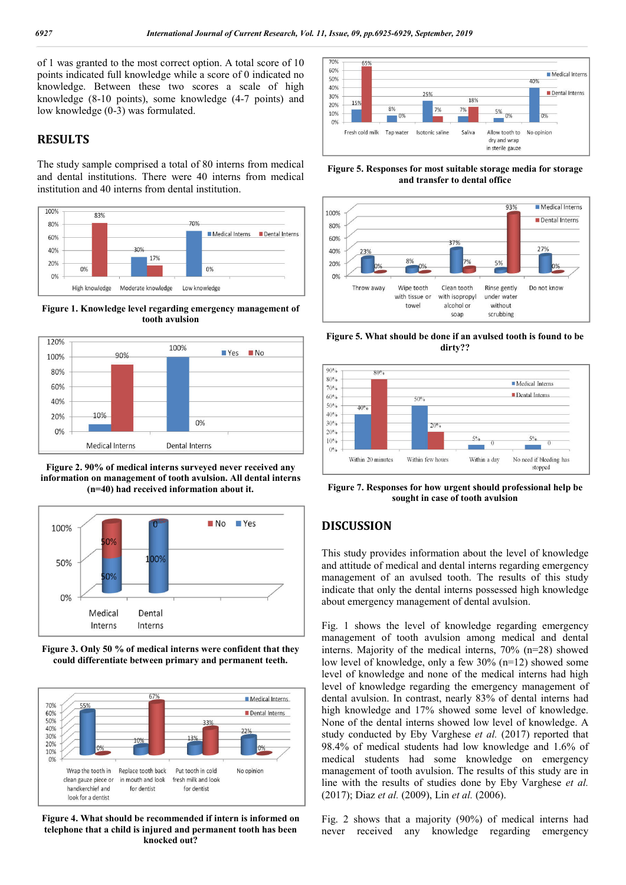of 1 was granted to the most correct option. A total score of 10 points indicated full knowledge while a score of 0 indicated no knowledge. Between these two scores a scale of high knowledge (8-10 points), some knowledge (4-7 points) and low knowledge (0-3) was formulated.

## RESULTS

The study sample comprised a total of 80 interns from medical and dental institutions. There were 40 interns from medical institution and 40 interns from dental institution.

**Figure 1. Knowledge level regarding emergency management of tooth avulsion**

**Figure 2. 90% of medical interns surveyed never received any information on management of tooth avulsion. All dental interns (n=40) had received information about it.**

**Figure 3. Only 50 % of medical interns were confident that they could differentiate between primary and permanent teeth.**

**Figure 4. What should be recommended if intern is informed on telephone that a child is injured and permanent tooth has been knocked out?**

**Figure 5. Responses for most suitable storage media for storage and transfer to dental office**

**Figure 5. What should be done if an avulsed tooth is found to be dirty??**

**Figure 7. Responses for how urgent should professional help be sought in case of tooth avulsion**

## DISCUSSION

This study provides information about the level of knowledge and attitude of medical and dental interns regarding emergency management of an avulsed tooth. The results of this study indicate that only the dental interns possessed high knowledge about emergency management of dental avulsion.

Fig. 1 shows the level of knowledge regarding emergency management of tooth avulsion among medical and dental interns. Majority of the medical interns, 70% (n=28) showed low level of knowledge, only a few 30% (n=12) showed some level of knowledge and none of the medical interns had high level of knowledge regarding the emergency management of dental avulsion. In contrast, nearly 83% of dental interns had high knowledge and 17% showed some level of knowledge. None of the dental interns showed low level of knowledge. A study conducted by Eby Varghese *et al.* (2017) reported that 98.4% of medical students had low knowledge and 1.6% of medical students had some knowledge on emergency management of tooth avulsion. The results of this study are in line with the results of studies done by Eby Varghese *et al.* (2017); Diaz *et al.* (2009), Lin *et al.* (2006).

Fig. 2 shows that a majority (90%) of medical interns had never received any knowledge regarding emergency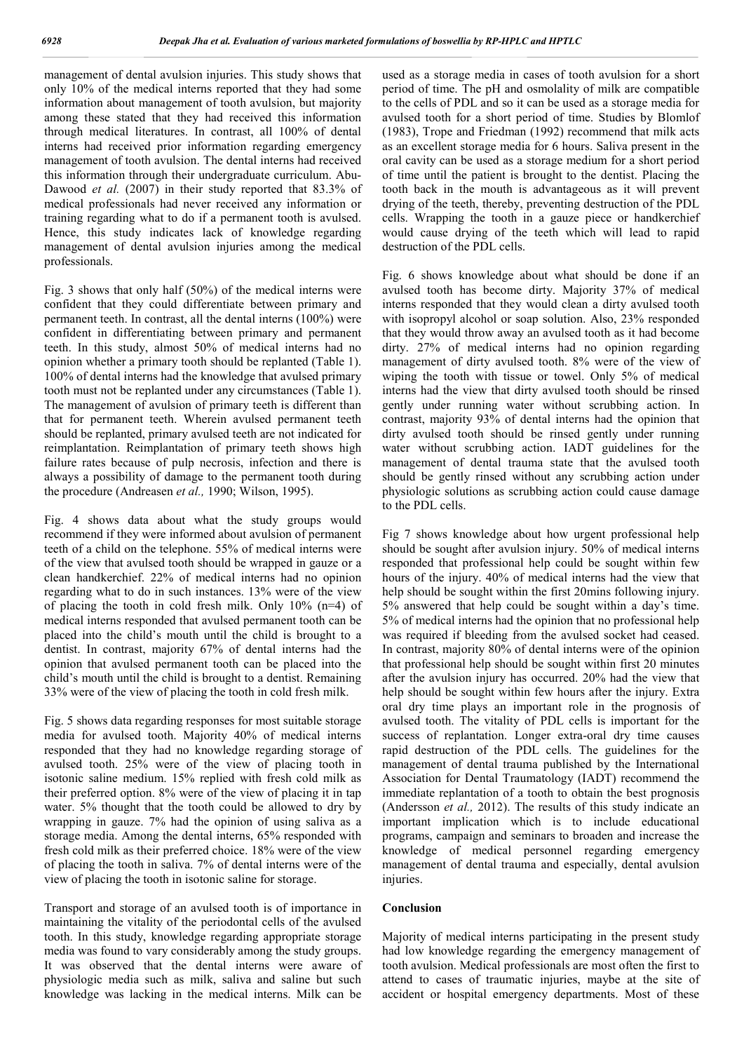management of dental avulsion injuries. This study shows that only 10% of the medical interns reported that they had some information about management of tooth avulsion, but majority among these stated that they had received this information through medical literatures. In contrast, all 100% of dental interns had received prior information regarding emergency management of tooth avulsion. The dental interns had received this information through their undergraduate curriculum. Abu-Dawood *et al.* (2007) in their study reported that 83.3% of medical professionals had never received any information or training regarding what to do if a permanent tooth is avulsed. Hence, this study indicates lack of knowledge regarding management of dental avulsion injuries among the medical professionals.

Fig. 3 shows that only half (50%) of the medical interns were confident that they could differentiate between primary and permanent teeth. In contrast, all the dental interns (100%) were confident in differentiating between primary and permanent teeth. In this study, almost 50% of medical interns had no opinion whether a primary tooth should be replanted (Table 1). 100% of dental interns had the knowledge that avulsed primary tooth must not be replanted under any circumstances (Table 1). The management of avulsion of primary teeth is different than that for permanent teeth. Wherein avulsed permanent teeth should be replanted, primary avulsed teeth are not indicated for reimplantation. Reimplantation of primary teeth shows high failure rates because of pulp necrosis, infection and there is always a possibility of damage to the permanent tooth during the procedure (Andreasen *et al.,* 1990; Wilson, 1995).

Fig. 4 shows data about what the study groups would recommend if they were informed about avulsion of permanent teeth of a child on the telephone. 55% of medical interns were of the view that avulsed tooth should be wrapped in gauze or a clean handkerchief. 22% of medical interns had no opinion regarding what to do in such instances. 13% were of the view of placing the tooth in cold fresh milk. Only 10% (n=4) of medical interns responded that avulsed permanent tooth can be placed into the child's mouth until the child is brought to a dentist. In contrast, majority 67% of dental interns had the opinion that avulsed permanent tooth can be placed into the child's mouth until the child is brought to a dentist. Remaining 33% were of the view of placing the tooth in cold fresh milk.

Fig. 5 shows data regarding responses for most suitable storage media for avulsed tooth. Majority 40% of medical interns responded that they had no knowledge regarding storage of avulsed tooth. 25% were of the view of placing tooth in isotonic saline medium. 15% replied with fresh cold milk as their preferred option. 8% were of the view of placing it in tap water. 5% thought that the tooth could be allowed to dry by wrapping in gauze. 7% had the opinion of using saliva as a storage media. Among the dental interns, 65% responded with fresh cold milk as their preferred choice. 18% were of the view of placing the tooth in saliva. 7% of dental interns were of the view of placing the tooth in isotonic saline for storage.

Transport and storage of an avulsed tooth is of importance in maintaining the vitality of the periodontal cells of the avulsed tooth. In this study, knowledge regarding appropriate storage media was found to vary considerably among the study groups. It was observed that the dental interns were aware of physiologic media such as milk, saliva and saline but such knowledge was lacking in the medical interns. Milk can be used as a storage media in cases of tooth avulsion for a short period of time. The pH and osmolality of milk are compatible to the cells of PDL and so it can be used as a storage media for avulsed tooth for a short period of time. Studies by Blomlof (1983), Trope and Friedman (1992) recommend that milk acts as an excellent storage media for 6 hours. Saliva present in the oral cavity can be used as a storage medium for a short period of time until the patient is brought to the dentist. Placing the tooth back in the mouth is advantageous as it will prevent drying of the teeth, thereby, preventing destruction of the PDL cells. Wrapping the tooth in a gauze piece or handkerchief would cause drying of the teeth which will lead to rapid destruction of the PDL cells.

Fig. 6 shows knowledge about what should be done if an avulsed tooth has become dirty. Majority 37% of medical interns responded that they would clean a dirty avulsed tooth with isopropyl alcohol or soap solution. Also, 23% responded that they would throw away an avulsed tooth as it had become dirty. 27% of medical interns had no opinion regarding management of dirty avulsed tooth. 8% were of the view of wiping the tooth with tissue or towel. Only 5% of medical interns had the view that dirty avulsed tooth should be rinsed gently under running water without scrubbing action. In contrast, majority 93% of dental interns had the opinion that dirty avulsed tooth should be rinsed gently under running water without scrubbing action. IADT guidelines for the management of dental trauma state that the avulsed tooth should be gently rinsed without any scrubbing action under physiologic solutions as scrubbing action could cause damage to the PDL cells.

Fig 7 shows knowledge about how urgent professional help should be sought after avulsion injury. 50% of medical interns responded that professional help could be sought within few hours of the injury. 40% of medical interns had the view that help should be sought within the first 20mins following injury. 5% answered that help could be sought within a day's time. 5% of medical interns had the opinion that no professional help was required if bleeding from the avulsed socket had ceased. In contrast, majority 80% of dental interns were of the opinion that professional help should be sought within first 20 minutes after the avulsion injury has occurred. 20% had the view that help should be sought within few hours after the injury. Extra oral dry time plays an important role in the prognosis of avulsed tooth. The vitality of PDL cells is important for the success of replantation. Longer extra-oral dry time causes rapid destruction of the PDL cells. The guidelines for the management of dental trauma published by the International Association for Dental Traumatology (IADT) recommend the immediate replantation of a tooth to obtain the best prognosis (Andersson *et al.,* 2012). The results of this study indicate an important implication which is to include educational programs, campaign and seminars to broaden and increase the knowledge of medical personnel regarding emergency management of dental trauma and especially, dental avulsion injuries.

## Conclusion

Majority of medical interns participating in the present study had low knowledge regarding the emergency management of tooth avulsion. Medical professionals are most often the first to attend to cases of traumatic injuries, maybe at the site of accident or hospital emergency departments. Most of these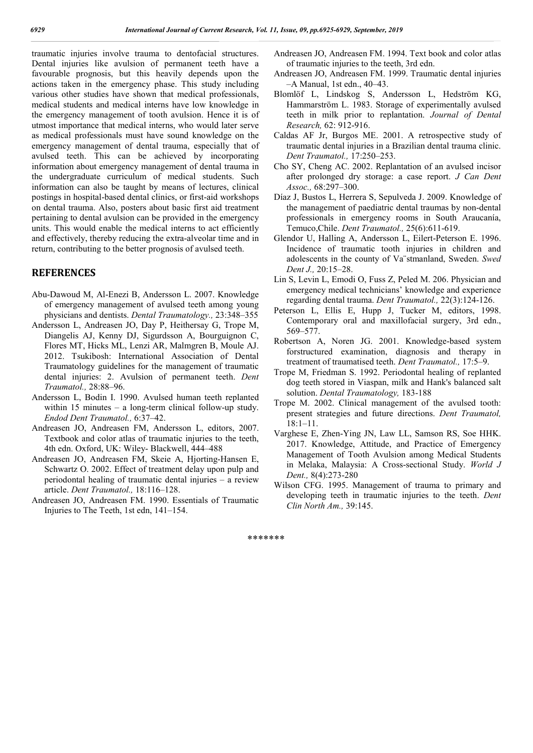traumatic injuries involve trauma to dentofacial structures. Dental injuries like avulsion of permanent teeth have a favourable prognosis, but this heavily depends upon the actions taken in the emergency phase. This study including various other studies have shown that medical professionals, medical students and medical interns have low knowledge in the emergency management of tooth avulsion. Hence it is of utmost importance that medical interns, who would later serve as medical professionals must have sound knowledge on the emergency management of dental trauma, especially that of avulsed teeth. This can be achieved by incorporating information about emergency management of dental trauma in the undergraduate curriculum of medical students. Such information can also be taught by means of lectures, clinical postings in hospital-based dental clinics, or first-aid workshops on dental trauma. Also, posters about basic first aid treatment pertaining to dental avulsion can be provided in the emergency units. This would enable the medical interns to act efficiently and effectively, thereby reducing the extra-alveolar time and in return, contributing to the better prognosis of avulsed teeth.

## REFERENCES

Abu-Dawoud M, Al-Enezi B, Andersson L. 2007. Knowledge of emergency management of avulsed teeth among young physicians and dentists. *Dental Traumatology.,* 23:348–355

Andersson L, Andreasen JO, Day P, Heithersay G, Trope M, Diangelis AJ, Kenny DJ, Sigurdsson A, Bourguignon C, Flores MT, Hicks ML, Lenzi AR, Malmgren B, Moule AJ. 2012. Tsukibosh: International Association of Dental Traumatology guidelines for the management of traumatic dental injuries: 2. Avulsion of permanent teeth. *Dent Traumatol.,* 28:88–96.

Andersson L, Bodin I. 1990. Avulsed human teeth replanted within 15 minutes – a long-term clinical follow-up study. *Endod Dent Traumatol.,* 6:37–42.

Andreasen JO, Andreasen FM, Andersson L, editors, 2007. Textbook and color atlas of traumatic injuries to the teeth, 4th edn. Oxford, UK: Wiley- Blackwell, 444–488

Andreasen JO, Andreasen FM, Skeie A, Hjorting-Hansen E, Schwartz O. 2002. Effect of treatment delay upon pulp and periodontal healing of traumatic dental injuries – a review article. *Dent Traumatol.,* 18:116–128.

Andreasen JO, Andreasen FM. 1990. Essentials of Traumatic Injuries to The Teeth, 1st edn, 141–154.

Andreasen JO, Andreasen FM. 1994. Text book and color atlas of traumatic injuries to the teeth, 3rd edn.

Andreasen JO, Andreasen FM. 1999. Traumatic dental injuries –A Manual, 1st edn., 40–43.

Blomlöf L, Lindskog S, Andersson L, Hedström KG, Hammarström L. 1983. Storage of experimentally avulsed teeth in milk prior to replantation. *Journal of Dental Research,* 62: 912-916.

Caldas AF Jr, Burgos ME. 2001. A retrospective study of traumatic dental injuries in a Brazilian dental trauma clinic. *Dent Traumatol.,* 17:250–253.

Cho SY, Cheng AC. 2002. Replantation of an avulsed incisor after prolonged dry storage: a case report. *J Can Dent Assoc.,* 68:297–300.

Díaz J, Bustos L, Herrera S, Sepulveda J. 2009. Knowledge of the management of paediatric dental traumas by non-dental professionals in emergency rooms in South Araucanía, Temuco,Chile. *Dent Traumatol.,* 25(6):611-619.

Glendor U, Halling A, Andersson L, Eilert-Peterson E. 1996. Incidence of traumatic tooth injuries in children and adolescents in the county of Va¨stmanland, Sweden. *Swed Dent J.,* 20:15–28.

Lin S, Levin L, Emodi O, Fuss Z, Peled M. 206. Physician and emergency medical technicians' knowledge and experience regarding dental trauma. *Dent Traumatol.,* 22(3):124-126.

Peterson L, Ellis E, Hupp J, Tucker M, editors, 1998. Contemporary oral and maxillofacial surgery, 3rd edn., 569–577.

Robertson A, Noren JG. 2001. Knowledge-based system forstructured examination, diagnosis and therapy in treatment of traumatised teeth. *Dent Traumatol.,* 17:5–9.

Trope M, Friedman S. 1992. Periodontal healing of replanted dog teeth stored in Viaspan, milk and Hank's balanced salt solution. *Dental Traumatology,* 183-188

Trope M. 2002. Clinical management of the avulsed tooth: present strategies and future directions. *Dent Traumatol,* 18:1–11.

Varghese E, Zhen-Ying JN, Law LL, Samson RS, Soe HHK. 2017. Knowledge, Attitude, and Practice of Emergency Management of Tooth Avulsion among Medical Students in Melaka, Malaysia: A Cross-sectional Study. *World J Dent.,* 8(4):273-280

Wilson CFG. 1995. Management of trauma to primary and developing teeth in traumatic injuries to the teeth. *Dent Clin North Am.,* 39:145.

*******